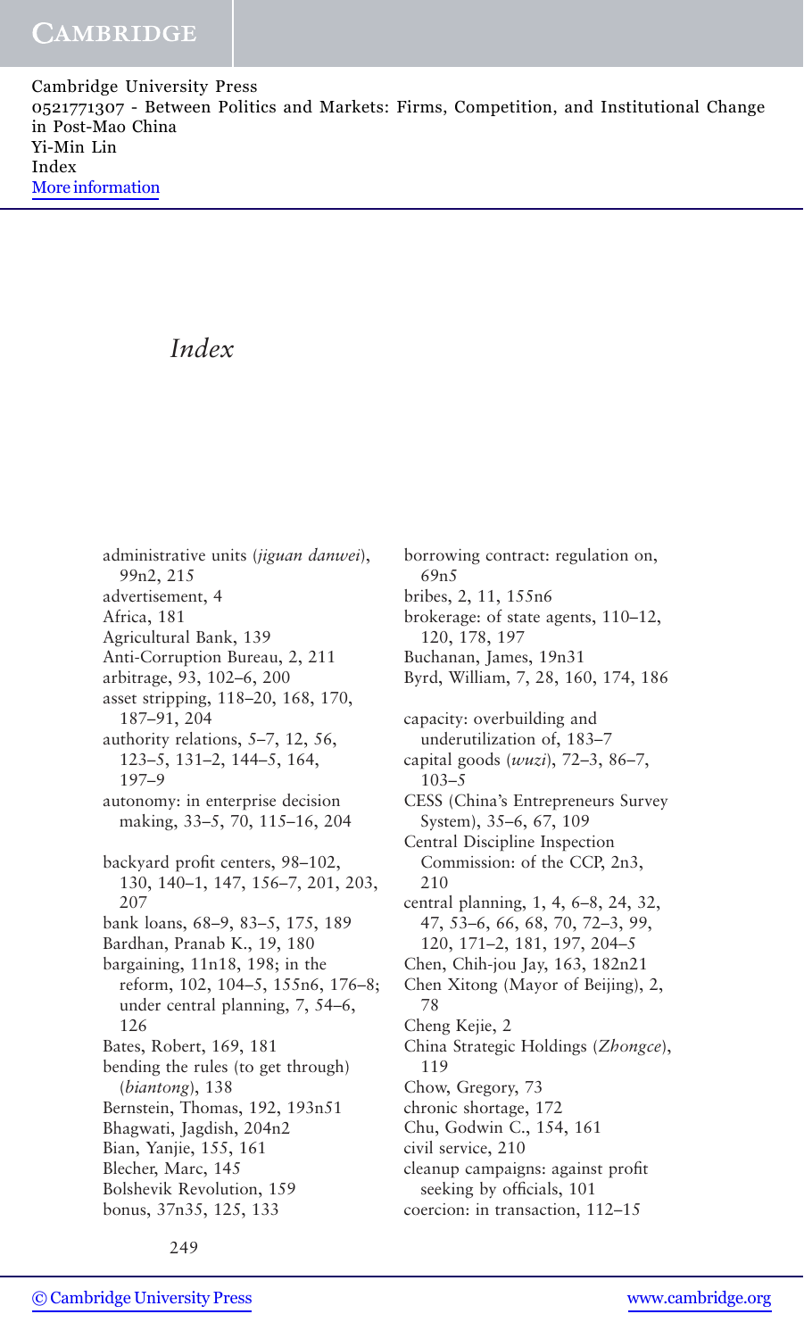# *Index*

administrative units (*jiguan danwei*), 99n2, 215
advertisement, 4
Africa, 181
Agricultural Bank, 139
Anti-Corruption Bureau, 2, 211
arbitrage, 93, 102–6, 200
asset stripping, 118–20, 168, 170, 187–91, 204
authority relations, 5–7, 12, 56, 123–5, 131–2, 144–5, 164, 197–9
autonomy: in enterprise decision making, 33–5, 70, 115–16, 204

backyard profit centers, 98–102, 130, 140–1, 147, 156–7, 201, 203, 207
bank loans, 68–9, 83–5, 175, 189
Bardhan, Pranab K., 19, 180
bargaining, 11n18, 198; in the reform, 102, 104–5, 155n6, 176–8; under central planning, 7, 54–6, 126
Bates, Robert, 169, 181
bending the rules (to get through) (*biantong*), 138
Bernstein, Thomas, 192, 193n51
Bhagwati, Jagdish, 204n2
Bian, Yanjie, 155, 161
Blecher, Marc, 145
Bolshevik Revolution, 159
bonus, 37n35, 125, 133
borrowing contract: regulation on, 69n5
bribes, 2, 11, 155n6
brokerage: of state agents, 110–12, 120, 178, 197
Buchanan, James, 19n31
Byrd, William, 7, 28, 160, 174, 186

capacity: overbuilding and underutilization of, 183–7
capital goods (*wuzi*), 72–3, 86–7, 103–5
CESS (China's Entrepreneurs Survey System), 35–6, 67, 109
Central Discipline Inspection Commission: of the CCP, 2n3, 210
central planning, 1, 4, 6–8, 24, 32, 47, 53–6, 66, 68, 70, 72–3, 99, 120, 171–2, 181, 197, 204–5
Chen, Chih-jou Jay, 163, 182n21
Chen Xitong (Mayor of Beijing), 2, 78
Cheng Kejie, 2
China Strategic Holdings (*Zhongce*), 119
Chow, Gregory, 73
chronic shortage, 172
Chu, Godwin C., 154, 161
civil service, 210
cleanup campaigns: against profit seeking by officials, 101
coercion: in transaction, 112–15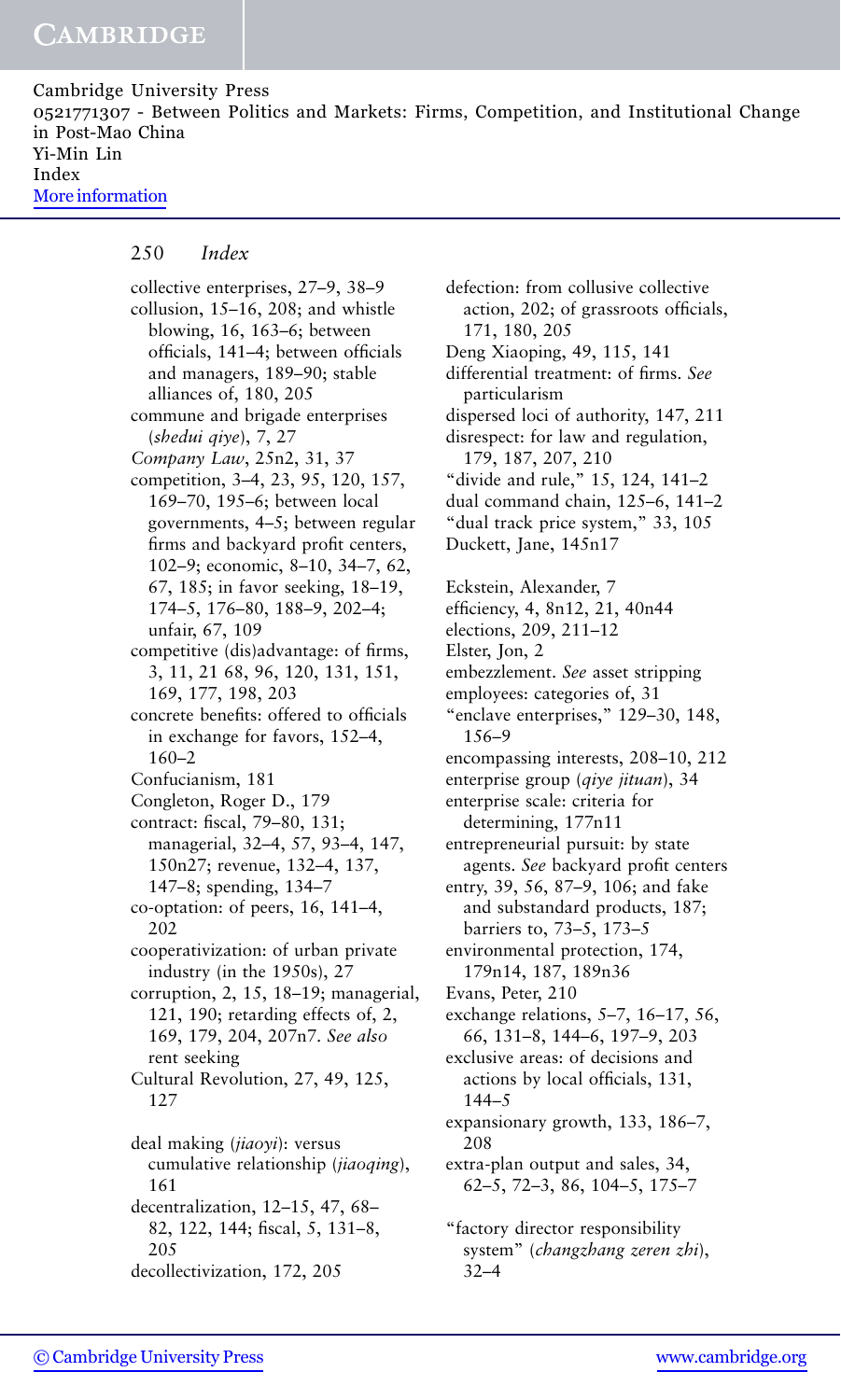collective enterprises, 27–9, 38–9
collusion, 15–16, 208; and whistle blowing, 16, 163–6; between officials, 141–4; between officials and managers, 189–90; stable alliances of, 180, 205
commune and brigade enterprises (*shedui qiye*), 7, 27
*Company Law*, 25n2, 31, 37
competition, 3–4, 23, 95, 120, 157, 169–70, 195–6; between local governments, 4–5; between regular firms and backyard profit centers, 102–9; economic, 8–10, 34–7, 62, 67, 185; in favor seeking, 18–19, 174–5, 176–80, 188–9, 202–4; unfair, 67, 109
competitive (dis)advantage: of firms, 3, 11, 21 68, 96, 120, 131, 151, 169, 177, 198, 203
concrete benefits: offered to officials in exchange for favors, 152–4, 160–2
Confucianism, 181
Congleton, Roger D., 179
contract: fiscal, 79–80, 131; managerial, 32–4, 57, 93–4, 147, 150n27; revenue, 132–4, 137, 147–8; spending, 134–7
co-optation: of peers, 16, 141–4, 202
cooperativization: of urban private industry (in the 1950s), 27
corruption, 2, 15, 18–19; managerial, 121, 190; retarding effects of, 2, 169, 179, 204, 207n7. *See also* rent seeking
Cultural Revolution, 27, 49, 125, 127

deal making (*jiaoyi*): versus cumulative relationship (*jiaoqing*), 161
decentralization, 12–15, 47, 68–82, 122, 144; fiscal, 5, 131–8, 205
decollectivization, 172, 205
defection: from collusive collective action, 202; of grassroots officials, 171, 180, 205
Deng Xiaoping, 49, 115, 141
differential treatment: of firms. *See* particularism
dispersed loci of authority, 147, 211
disrespect: for law and regulation, 179, 187, 207, 210
"divide and rule," 15, 124, 141–2
dual command chain, 125–6, 141–2
"dual track price system," 33, 105
Duckett, Jane, 145n17

Eckstein, Alexander, 7
efficiency, 4, 8n12, 21, 40n44
elections, 209, 211–12
Elster, Jon, 2
embezzlement. *See* asset stripping
employees: categories of, 31
"enclave enterprises," 129–30, 148, 156–9
encompassing interests, 208–10, 212
enterprise group (*qiye jituan*), 34
enterprise scale: criteria for determining, 177n11
entrepreneurial pursuit: by state agents. *See* backyard profit centers
entry, 39, 56, 87–9, 106; and fake and substandard products, 187; barriers to, 73–5, 173–5
environmental protection, 174, 179n14, 187, 189n36
Evans, Peter, 210
exchange relations, 5–7, 16–17, 56, 66, 131–8, 144–6, 197–9, 203
exclusive areas: of decisions and actions by local officials, 131, 144–5
expansionary growth, 133, 186–7, 208
extra-plan output and sales, 34, 62–5, 72–3, 86, 104–5, 175–7

"factory director responsibility system" (*changzhang zeren zhi*), 32–4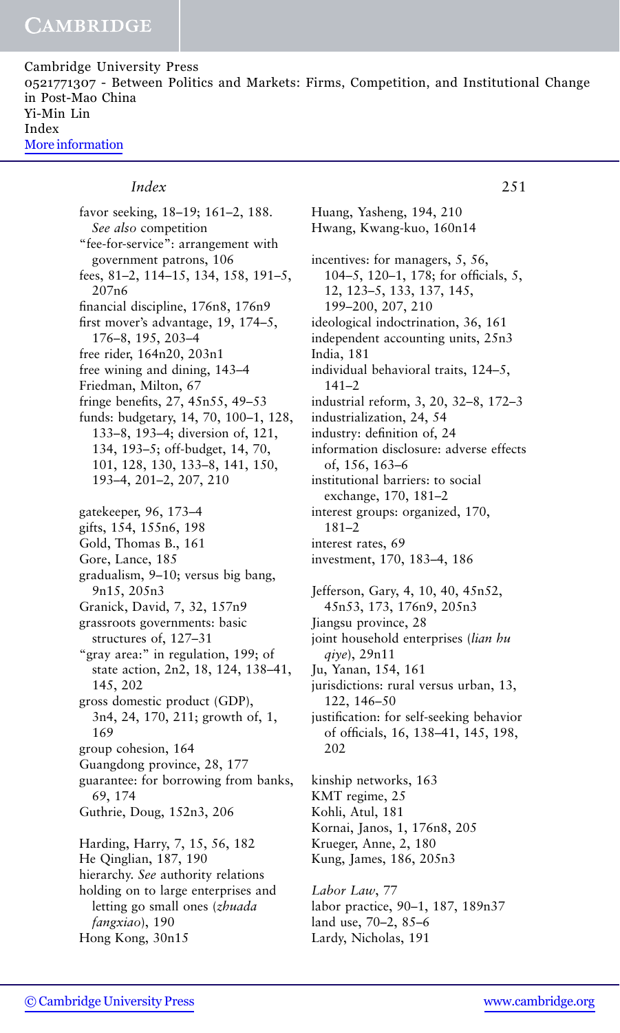favor seeking, 18–19; 161–2, 188. *See also* competition
"fee-for-service": arrangement with government patrons, 106
fees, 81–2, 114–15, 134, 158, 191–5, 207n6
financial discipline, 176n8, 176n9
first mover's advantage, 19, 174–5, 176–8, 195, 203–4
free rider, 164n20, 203n1
free wining and dining, 143–4
Friedman, Milton, 67
fringe benefits, 27, 45n55, 49–53
funds: budgetary, 14, 70, 100–1, 128, 133–8, 193–4; diversion of, 121, 134, 193–5; off-budget, 14, 70, 101, 128, 130, 133–8, 141, 150, 193–4, 201–2, 207, 210

gatekeeper, 96, 173–4
gifts, 154, 155n6, 198
Gold, Thomas B., 161
Gore, Lance, 185
gradualism, 9–10; versus big bang, 9n15, 205n3
Granick, David, 7, 32, 157n9
grassroots governments: basic structures of, 127–31
"gray area:" in regulation, 199; of state action, 2n2, 18, 124, 138–41, 145, 202
gross domestic product (GDP), 3n4, 24, 170, 211; growth of, 1, 169
group cohesion, 164
Guangdong province, 28, 177
guarantee: for borrowing from banks, 69, 174
Guthrie, Doug, 152n3, 206

Harding, Harry, 7, 15, 56, 182
He Qinglian, 187, 190
hierarchy. *See* authority relations
holding on to large enterprises and letting go small ones (*zhuada fangxiao*), 190
Hong Kong, 30n15
Huang, Yasheng, 194, 210
Hwang, Kwang-kuo, 160n14

incentives: for managers, 5, 56, 104–5, 120–1, 178; for officials, 5, 12, 123–5, 133, 137, 145, 199–200, 207, 210
ideological indoctrination, 36, 161
independent accounting units, 25n3
India, 181
individual behavioral traits, 124–5, 141–2
industrial reform, 3, 20, 32–8, 172–3
industrialization, 24, 54
industry: definition of, 24
information disclosure: adverse effects of, 156, 163–6
institutional barriers: to social exchange, 170, 181–2
interest groups: organized, 170, 181–2
interest rates, 69
investment, 170, 183–4, 186

Jefferson, Gary, 4, 10, 40, 45n52, 45n53, 173, 176n9, 205n3
Jiangsu province, 28
joint household enterprises (*lian hu qiye*), 29n11
Ju, Yanan, 154, 161
jurisdictions: rural versus urban, 13, 122, 146–50
justification: for self-seeking behavior of officials, 16, 138–41, 145, 198, 202

kinship networks, 163
KMT regime, 25
Kohli, Atul, 181
Kornai, Janos, 1, 176n8, 205
Krueger, Anne, 2, 180
Kung, James, 186, 205n3

*Labor Law*, 77
labor practice, 90–1, 187, 189n37
land use, 70–2, 85–6
Lardy, Nicholas, 191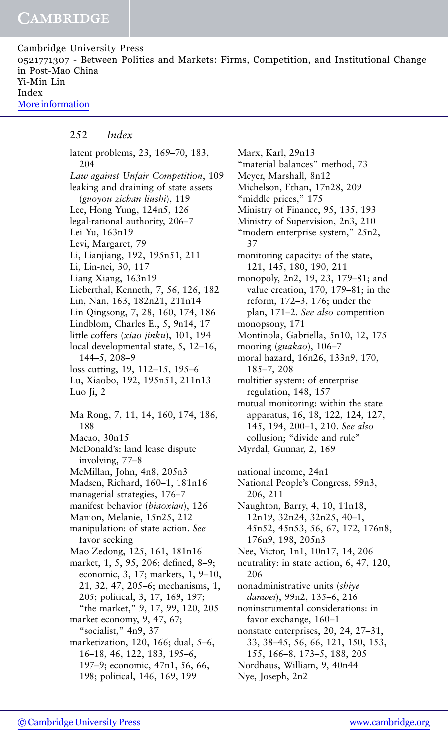latent problems, 23, 169–70, 183, 204
*Law against Unfair Competition*, 109
leaking and draining of state assets (*guoyou zichan liushi*), 119
Lee, Hong Yung, 124n5, 126
legal-rational authority, 206–7
Lei Yu, 163n19
Levi, Margaret, 79
Li, Lianjiang, 192, 195n51, 211
Li, Lin-nei, 30, 117
Liang Xiang, 163n19
Lieberthal, Kenneth, 7, 56, 126, 182
Lin, Nan, 163, 182n21, 211n14
Lin Qingsong, 7, 28, 160, 174, 186
Lindblom, Charles E., 5, 9n14, 17
little coffers (*xiao jinku*), 101, 194
local developmental state, 5, 12–16, 144–5, 208–9
loss cutting, 19, 112–15, 195–6
Lu, Xiaobo, 192, 195n51, 211n13
Luo Ji, 2

Ma Rong, 7, 11, 14, 160, 174, 186, 188
Macao, 30n15
McDonald's: land lease dispute involving, 77–8
McMillan, John, 4n8, 205n3
Madsen, Richard, 160–1, 181n16
managerial strategies, 176–7
manifest behavior (*biaoxian*), 126
Manion, Melanie, 15n25, 212
manipulation: of state action. *See* favor seeking
Mao Zedong, 125, 161, 181n16
market, 1, 5, 95, 206; defined, 8–9; economic, 3, 17; markets, 1, 9–10, 21, 32, 47, 205–6; mechanisms, 1, 205; political, 3, 17, 169, 197; "the market," 9, 17, 99, 120, 205
market economy, 9, 47, 67; "socialist," 4n9, 37
marketization, 120, 166; dual, 5–6, 16–18, 46, 122, 183, 195–6, 197–9; economic, 47n1, 56, 66, 198; political, 146, 169, 199

Marx, Karl, 29n13
"material balances" method, 73
Meyer, Marshall, 8n12
Michelson, Ethan, 17n28, 209
"middle prices," 175
Ministry of Finance, 95, 135, 193
Ministry of Supervision, 2n3, 210
"modern enterprise system," 25n2, 37
monitoring capacity: of the state, 121, 145, 180, 190, 211
monopoly, 2n2, 19, 23, 179–81; and value creation, 170, 179–81; in the reform, 172–3, 176; under the plan, 171–2. *See also* competition
monopsony, 171
Montinola, Gabriella, 5n10, 12, 175
mooring (*guakao*), 106–7
moral hazard, 16n26, 133n9, 170, 185–7, 208
multitier system: of enterprise regulation, 148, 157
mutual monitoring: within the state apparatus, 16, 18, 122, 124, 127, 145, 194, 200–1, 210. *See also* collusion; "divide and rule"
Myrdal, Gunnar, 2, 169

national income, 24n1
National People's Congress, 99n3, 206, 211
Naughton, Barry, 4, 10, 11n18, 12n19, 32n24, 32n25, 40–1, 45n52, 45n53, 56, 67, 172, 176n8, 176n9, 198, 205n3
Nee, Victor, 1n1, 10n17, 14, 206
neutrality: in state action, 6, 47, 120, 206
nonadministrative units (*shiye danwei*), 99n2, 135–6, 216
noninstrumental considerations: in favor exchange, 160–1
nonstate enterprises, 20, 24, 27–31, 33, 38–45, 56, 66, 121, 150, 153, 155, 166–8, 173–5, 188, 205
Nordhaus, William, 9, 40n44
Nye, Joseph, 2n2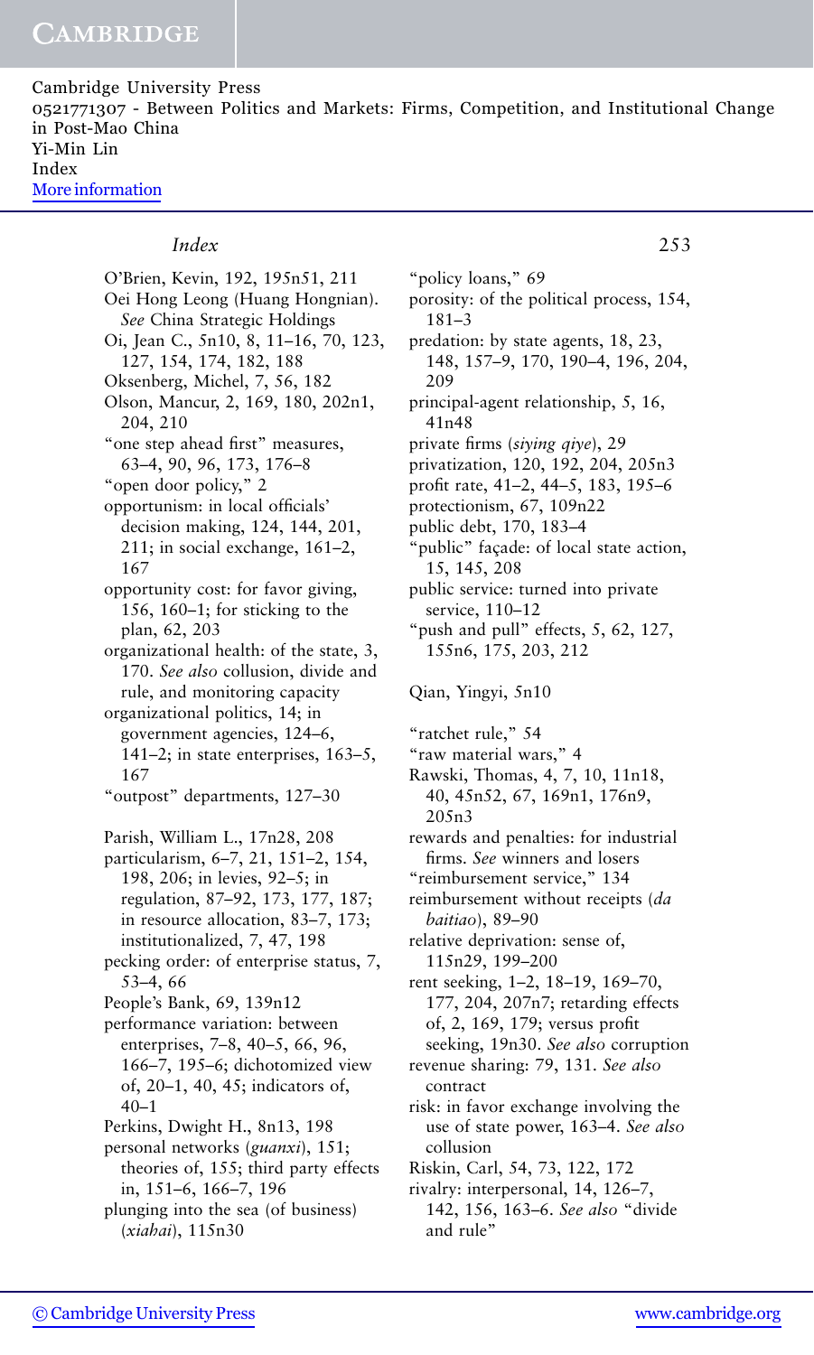O'Brien, Kevin, 192, 195n51, 211
Oei Hong Leong (Huang Hongnian). *See* China Strategic Holdings
Oi, Jean C., 5n10, 8, 11–16, 70, 123, 127, 154, 174, 182, 188
Oksenberg, Michel, 7, 56, 182
Olson, Mancur, 2, 169, 180, 202n1, 204, 210
"one step ahead first" measures, 63–4, 90, 96, 173, 176–8
"open door policy," 2
opportunism: in local officials' decision making, 124, 144, 201, 211; in social exchange, 161–2, 167
opportunity cost: for favor giving, 156, 160–1; for sticking to the plan, 62, 203
organizational health: of the state, 3, 170. *See also* collusion, divide and rule, and monitoring capacity
organizational politics, 14; in government agencies, 124–6, 141–2; in state enterprises, 163–5, 167
"outpost" departments, 127–30

Parish, William L., 17n28, 208
particularism, 6–7, 21, 151–2, 154, 198, 206; in levies, 92–5; in regulation, 87–92, 173, 177, 187; in resource allocation, 83–7, 173; institutionalized, 7, 47, 198
pecking order: of enterprise status, 7, 53–4, 66
People's Bank, 69, 139n12
performance variation: between enterprises, 7–8, 40–5, 66, 96, 166–7, 195–6; dichotomized view of, 20–1, 40, 45; indicators of, 40–1
Perkins, Dwight H., 8n13, 198
personal networks (*guanxi*), 151; theories of, 155; third party effects in, 151–6, 166–7, 196
plunging into the sea (of business) (*xiahai*), 115n30
"policy loans," 69
porosity: of the political process, 154, 181–3
predation: by state agents, 18, 23, 148, 157–9, 170, 190–4, 196, 204, 209
principal-agent relationship, 5, 16, 41n48
private firms (*siying qiye*), 29
privatization, 120, 192, 204, 205n3
profit rate, 41–2, 44–5, 183, 195–6
protectionism, 67, 109n22
public debt, 170, 183–4
"public" façade: of local state action, 15, 145, 208
public service: turned into private service, 110–12
"push and pull" effects, 5, 62, 127, 155n6, 175, 203, 212

Qian, Yingyi, 5n10

"ratchet rule," 54
"raw material wars," 4
Rawski, Thomas, 4, 7, 10, 11n18, 40, 45n52, 67, 169n1, 176n9, 205n3
rewards and penalties: for industrial firms. *See* winners and losers
"reimbursement service," 134
reimbursement without receipts (*da baitiao*), 89–90
relative deprivation: sense of, 115n29, 199–200
rent seeking, 1–2, 18–19, 169–70, 177, 204, 207n7; retarding effects of, 2, 169, 179; versus profit seeking, 19n30. *See also* corruption
revenue sharing: 79, 131. *See also* contract
risk: in favor exchange involving the use of state power, 163–4. *See also* collusion
Riskin, Carl, 54, 73, 122, 172
rivalry: interpersonal, 14, 126–7, 142, 156, 163–6. *See also* "divide and rule"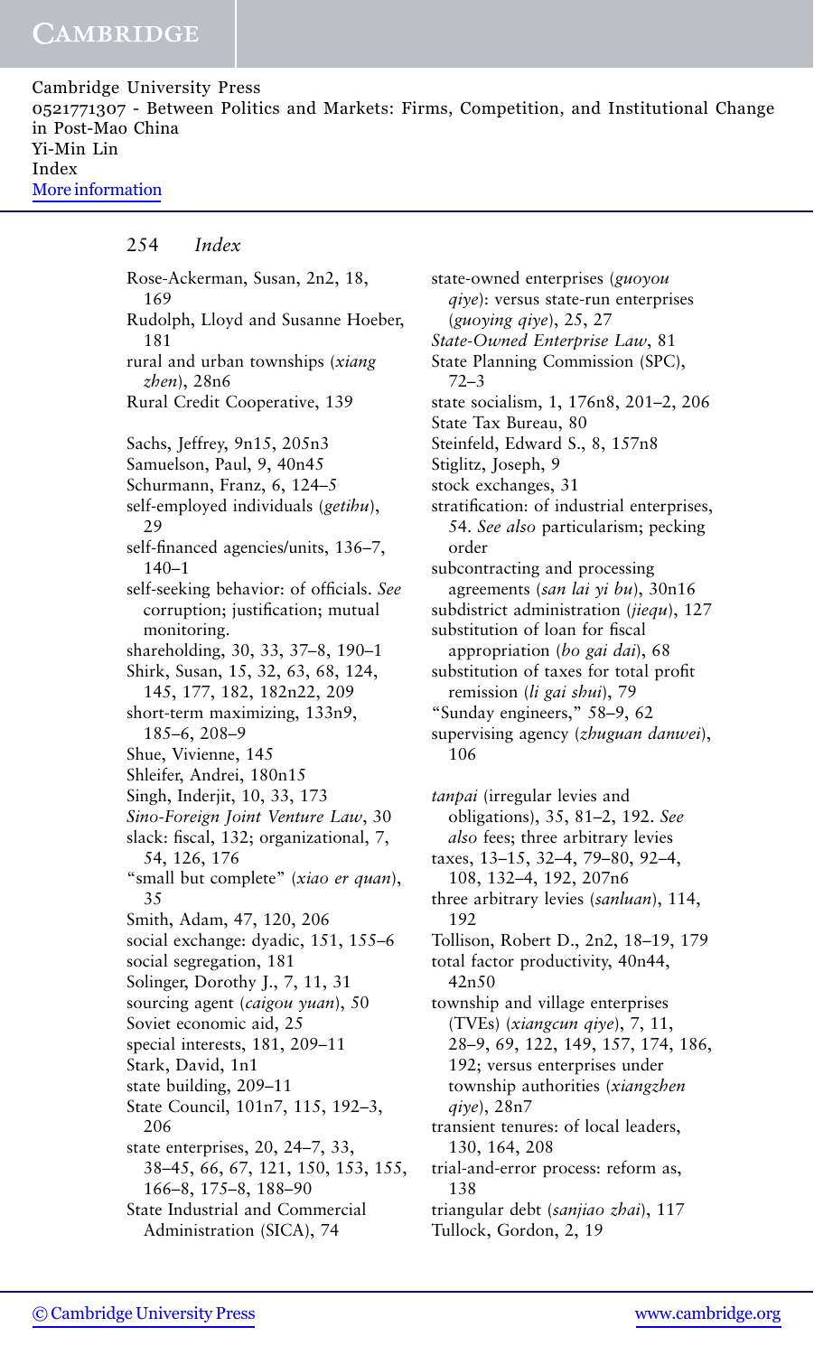Rose-Ackerman, Susan, 2n2, 18, 169
Rudolph, Lloyd and Susanne Hoeber, 181
rural and urban townships (*xiang zhen*), 28n6
Rural Credit Cooperative, 139

Sachs, Jeffrey, 9n15, 205n3
Samuelson, Paul, 9, 40n45
Schurmann, Franz, 6, 124–5
self-employed individuals (*getihu*), 29
self-financed agencies/units, 136–7, 140–1
self-seeking behavior: of officials. *See* corruption; justification; mutual monitoring.
shareholding, 30, 33, 37–8, 190–1
Shirk, Susan, 15, 32, 63, 68, 124, 145, 177, 182, 182n22, 209
short-term maximizing, 133n9, 185–6, 208–9
Shue, Vivienne, 145
Shleifer, Andrei, 180n15
Singh, Inderjit, 10, 33, 173
*Sino-Foreign Joint Venture Law*, 30
slack: fiscal, 132; organizational, 7, 54, 126, 176
"small but complete" (*xiao er quan*), 35
Smith, Adam, 47, 120, 206
social exchange: dyadic, 151, 155–6
social segregation, 181
Solinger, Dorothy J., 7, 11, 31
sourcing agent (*caigou yuan*), 50
Soviet economic aid, 25
special interests, 181, 209–11
Stark, David, 1n1
state building, 209–11
State Council, 101n7, 115, 192–3, 206
state enterprises, 20, 24–7, 33, 38–45, 66, 67, 121, 150, 153, 155, 166–8, 175–8, 188–90
State Industrial and Commercial Administration (SICA), 74
state-owned enterprises (*guoyou qiye*): versus state-run enterprises (*guoying qiye*), 25, 27
*State-Owned Enterprise Law*, 81
State Planning Commission (SPC), 72–3
state socialism, 1, 176n8, 201–2, 206
State Tax Bureau, 80
Steinfeld, Edward S., 8, 157n8
Stiglitz, Joseph, 9
stock exchanges, 31
stratification: of industrial enterprises, 54. *See also* particularism; pecking order
subcontracting and processing agreements (*san lai yi bu*), 30n16
subdistrict administration (*jiequ*), 127
substitution of loan for fiscal appropriation (*bo gai dai*), 68
substitution of taxes for total profit remission (*li gai shui*), 79
"Sunday engineers," 58–9, 62
supervising agency (*zhuguan danwei*), 106

*tanpai* (irregular levies and obligations), 35, 81–2, 192. *See also* fees; three arbitrary levies
taxes, 13–15, 32–4, 79–80, 92–4, 108, 132–4, 192, 207n6
three arbitrary levies (*sanluan*), 114, 192
Tollison, Robert D., 2n2, 18–19, 179
total factor productivity, 40n44, 42n50
township and village enterprises (TVEs) (*xiangcun qiye*), 7, 11, 28–9, 69, 122, 149, 157, 174, 186, 192; versus enterprises under township authorities (*xiangzhen qiye*), 28n7
transient tenures: of local leaders, 130, 164, 208
trial-and-error process: reform as, 138
triangular debt (*sanjiao zhai*), 117
Tullock, Gordon, 2, 19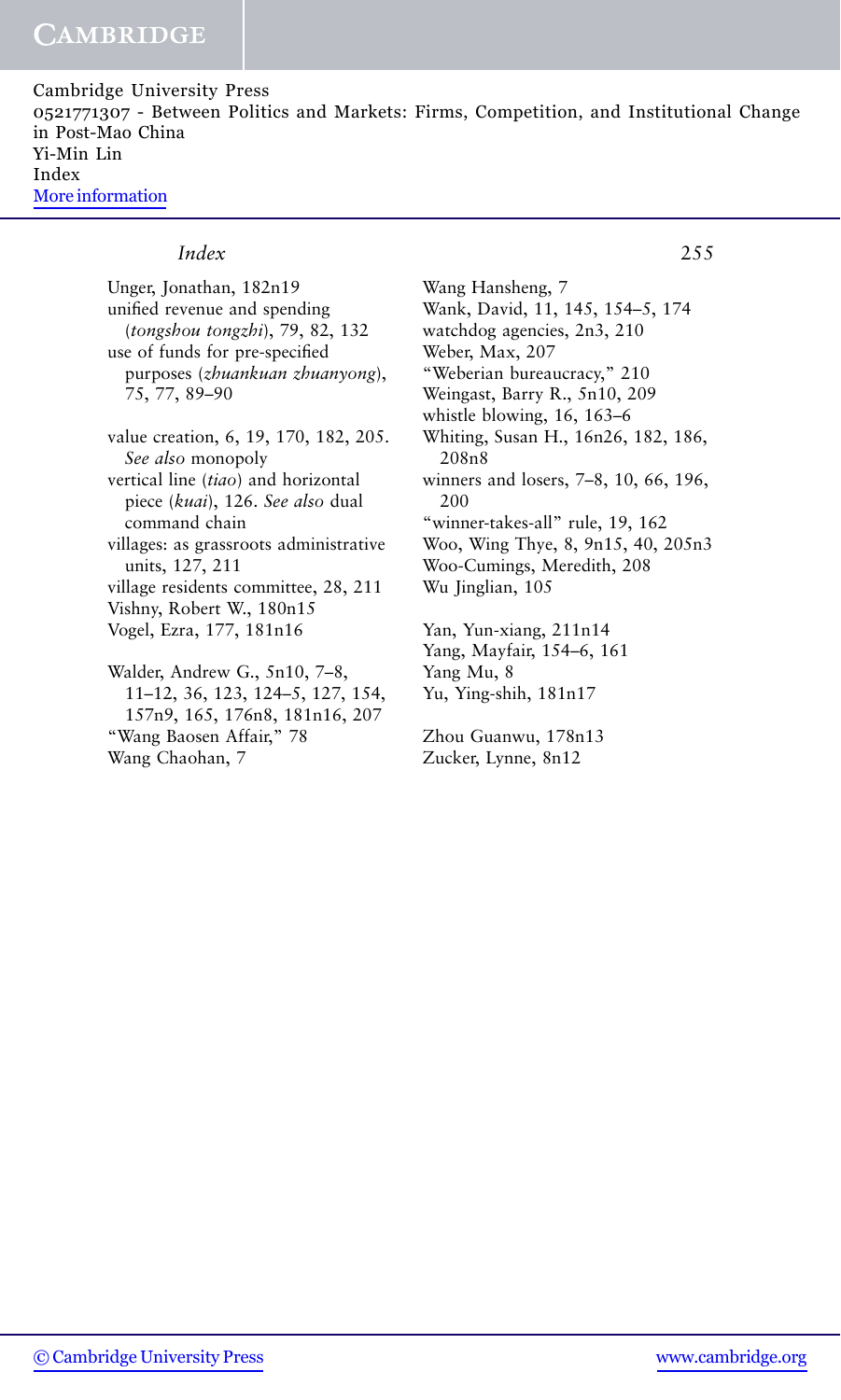Cambridge University Press
0521771307 - Between Politics and Markets: Firms, Competition, and Institutional Change in Post-Mao China
Yi-Min Lin
Index
More information

Unger, Jonathan, 182n19
unified revenue and spending (*tongshou tongzhi*), 79, 82, 132
use of funds for pre-specified purposes (*zhuankuan zhuanyong*), 75, 77, 89–90

value creation, 6, 19, 170, 182, 205. *See also* monopoly
vertical line (*tiao*) and horizontal piece (*kuai*), 126. *See also* dual command chain
villages: as grassroots administrative units, 127, 211
village residents committee, 28, 211
Vishny, Robert W., 180n15
Vogel, Ezra, 177, 181n16

Walder, Andrew G., 5n10, 7–8, 11–12, 36, 123, 124–5, 127, 154, 157n9, 165, 176n8, 181n16, 207
"Wang Baosen Affair," 78
Wang Chaohan, 7
Wang Hansheng, 7
Wank, David, 11, 145, 154–5, 174
watchdog agencies, 2n3, 210
Weber, Max, 207
"Weberian bureaucracy," 210
Weingast, Barry R., 5n10, 209
whistle blowing, 16, 163–6
Whiting, Susan H., 16n26, 182, 186, 208n8
winners and losers, 7–8, 10, 66, 196, 200
"winner-takes-all" rule, 19, 162
Woo, Wing Thye, 8, 9n15, 40, 205n3
Woo-Cumings, Meredith, 208
Wu Jinglian, 105

Yan, Yun-xiang, 211n14
Yang, Mayfair, 154–6, 161
Yang Mu, 8
Yu, Ying-shih, 181n17

Zhou Guanwu, 178n13
Zucker, Lynne, 8n12